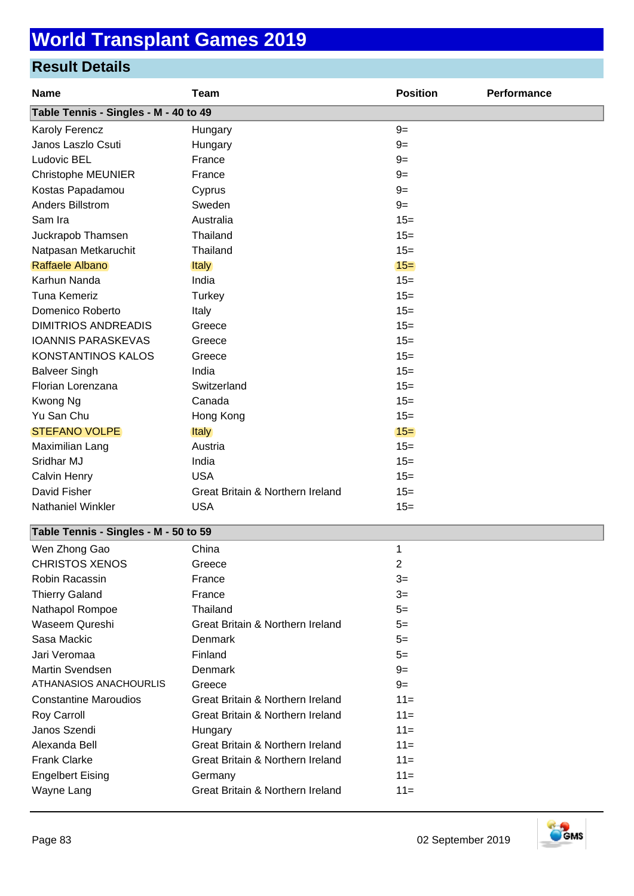# World Transplant Games 2019

## Result Details

| Name | Team | Position | Performance |
|---|---|---|---|
| **Table Tennis - Singles - M - 40 to 49** | | | |
| Karoly Ferencz | Hungary | 9= | |
| Janos Laszlo Csuti | Hungary | 9= | |
| Ludovic BEL | France | 9= | |
| Christophe MEUNIER | France | 9= | |
| Kostas Papadamou | Cyprus | 9= | |
| Anders Billstrom | Sweden | 9= | |
| Sam Ira | Australia | 15= | |
| Juckrapob Thamsen | Thailand | 15= | |
| Natpasan Metkaruchit | Thailand | 15= | |
| Raffaele Albano | Italy | 15= | |
| Karhun Nanda | India | 15= | |
| Tuna Kemeriz | Turkey | 15= | |
| Domenico Roberto | Italy | 15= | |
| DIMITRIOS ANDREADIS | Greece | 15= | |
| IOANNIS PARASKEVAS | Greece | 15= | |
| KONSTANTINOS KALOS | Greece | 15= | |
| Balveer Singh | India | 15= | |
| Florian Lorenzana | Switzerland | 15= | |
| Kwong Ng | Canada | 15= | |
| Yu San Chu | Hong Kong | 15= | |
| STEFANO VOLPE | Italy | 15= | |
| Maximilian Lang | Austria | 15= | |
| Sridhar MJ | India | 15= | |
| Calvin Henry | USA | 15= | |
| David Fisher | Great Britain & Northern Ireland | 15= | |
| Nathaniel Winkler | USA | 15= | |
| **Table Tennis - Singles - M - 50 to 59** | | | |
| Wen Zhong Gao | China | 1 | |
| CHRISTOS XENOS | Greece | 2 | |
| Robin Racassin | France | 3= | |
| Thierry Galand | France | 3= | |
| Nathapol Rompoe | Thailand | 5= | |
| Waseem Qureshi | Great Britain & Northern Ireland | 5= | |
| Sasa Mackic | Denmark | 5= | |
| Jari Veromaa | Finland | 5= | |
| Martin Svendsen | Denmark | 9= | |
| ATHANASIOS ANACHOURLIS | Greece | 9= | |
| Constantine Maroudios | Great Britain & Northern Ireland | 11= | |
| Roy Carroll | Great Britain & Northern Ireland | 11= | |
| Janos Szendi | Hungary | 11= | |
| Alexanda Bell | Great Britain & Northern Ireland | 11= | |
| Frank Clarke | Great Britain & Northern Ireland | 11= | |
| Engelbert Eising | Germany | 11= | |
| Wayne Lang | Great Britain & Northern Ireland | 11= | |

02 September 2019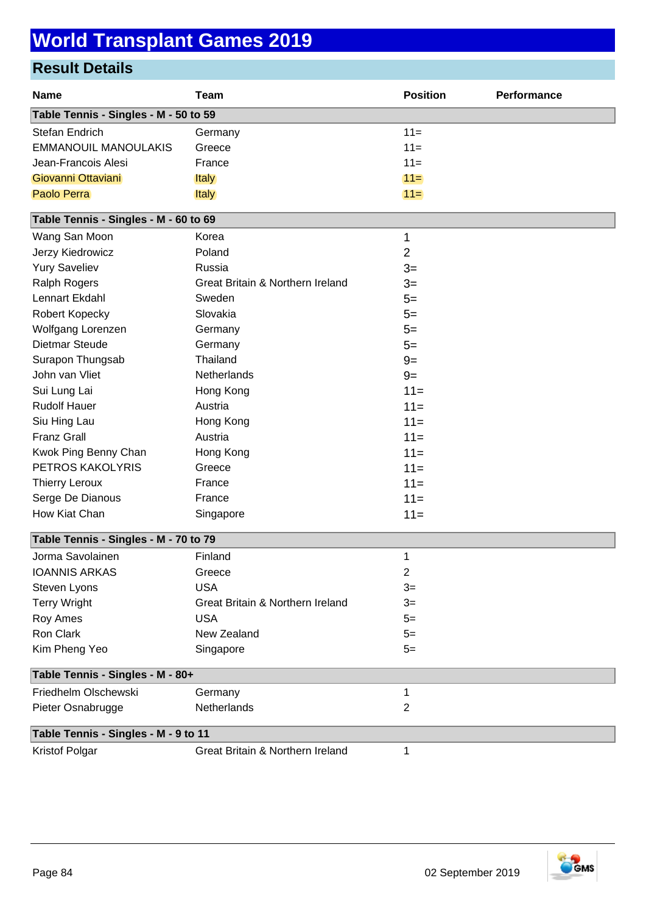# World Transplant Games 2019

## Result Details

| Name | Team | Position | Performance |
|---|---|---|---|
| **Table Tennis - Singles - M - 50 to 59** | | | |
| Stefan Endrich | Germany | 11= | |
| EMMANOUIL MANOULAKIS | Greece | 11= | |
| Jean-Francois Alesi | France | 11= | |
| Giovanni Ottaviani | Italy | 11= | |
| Paolo Perra | Italy | 11= | |
| **Table Tennis - Singles - M - 60 to 69** | | | |
| Wang San Moon | Korea | 1 | |
| Jerzy Kiedrowicz | Poland | 2 | |
| Yury Saveliev | Russia | 3= | |
| Ralph Rogers | Great Britain & Northern Ireland | 3= | |
| Lennart Ekdahl | Sweden | 5= | |
| Robert Kopecky | Slovakia | 5= | |
| Wolfgang Lorenzen | Germany | 5= | |
| Dietmar Steude | Germany | 5= | |
| Surapon Thungsab | Thailand | 9= | |
| John van Vliet | Netherlands | 9= | |
| Sui Lung Lai | Hong Kong | 11= | |
| Rudolf Hauer | Austria | 11= | |
| Siu Hing Lau | Hong Kong | 11= | |
| Franz Grall | Austria | 11= | |
| Kwok Ping Benny Chan | Hong Kong | 11= | |
| PETROS KAKOLYRIS | Greece | 11= | |
| Thierry Leroux | France | 11= | |
| Serge De Dianous | France | 11= | |
| How Kiat Chan | Singapore | 11= | |
| **Table Tennis - Singles - M - 70 to 79** | | | |
| Jorma Savolainen | Finland | 1 | |
| IOANNIS ARKAS | Greece | 2 | |
| Steven Lyons | USA | 3= | |
| Terry Wright | Great Britain & Northern Ireland | 3= | |
| Roy Ames | USA | 5= | |
| Ron Clark | New Zealand | 5= | |
| Kim Pheng Yeo | Singapore | 5= | |
| **Table Tennis - Singles - M - 80+** | | | |
| Friedhelm Olschewski | Germany | 1 | |
| Pieter Osnabrugge | Netherlands | 2 | |
| **Table Tennis - Singles - M - 9 to 11** | | | |
| Kristof Polgar | Great Britain & Northern Ireland | 1 | |

02 September 2019